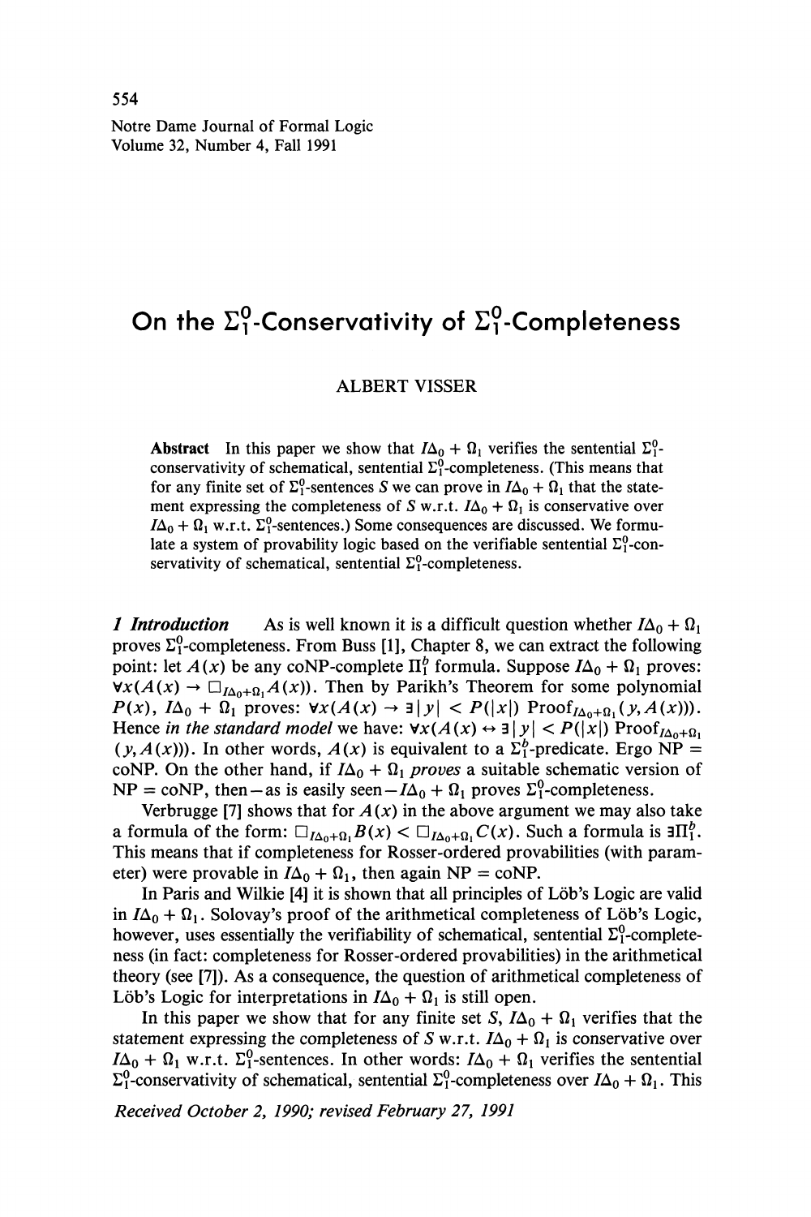# On the $\Sigma_1^0$-Conservativity of $\Sigma_1^0$-Completeness

ALBERT VISSER

**Abstract** In this paper we show that $I\Delta_0 + \Omega_1$ verifies the sentential $\Sigma_1^0$-conservativity of schematical, sentential $\Sigma_1^0$-completeness. (This means that for any finite set of $\Sigma_1^0$-sentences $S$ we can prove in $I\Delta_0 + \Omega_1$ that the statement expressing the completeness of $S$ w.r.t. $I\Delta_0 + \Omega_1$ is conservative over $I\Delta_0 + \Omega_1$ w.r.t. $\Sigma_1^0$-sentences.) Some consequences are discussed. We formulate a system of provability logic based on the verifiable sentential $\Sigma_1^0$-conservativity of schematical, sentential $\Sigma_1^0$-completeness.

***1 Introduction*** As is well known it is a difficult question whether $I\Delta_0 + \Omega_1$ proves $\Sigma_1^0$-completeness. From Buss [1], Chapter 8, we can extract the following point: let $A(x)$ be any coNP-complete $\Pi_1^b$ formula. Suppose $I\Delta_0 + \Omega_1$ proves: $\forall x(A(x) \rightarrow \Box_{I\Delta_0+\Omega_1} A(x))$. Then by Parikh's Theorem for some polynomial $P(x)$, $I\Delta_0 + \Omega_1$ proves: $\forall x(A(x) \rightarrow \exists |y| < P(|x|) \text{ Proof}_{I\Delta_0+\Omega_1}(y, A(x)))$. Hence *in the standard model* we have: $\forall x(A(x) \leftrightarrow \exists |y| < P(|x|) \text{ Proof}_{I\Delta_0+\Omega_1}(y, A(x)))$. In other words, $A(x)$ is equivalent to a $\Sigma_1^b$-predicate. Ergo NP = coNP. On the other hand, if $I\Delta_0 + \Omega_1$ *proves* a suitable schematic version of NP = coNP, then—as is easily seen—$I\Delta_0 + \Omega_1$ proves $\Sigma_1^0$-completeness.

Verbrugge [7] shows that for $A(x)$ in the above argument we may also take a formula of the form: $\Box_{I\Delta_0+\Omega_1} B(x) < \Box_{I\Delta_0+\Omega_1} C(x)$. Such a formula is $\exists\Pi_1^b$. This means that if completeness for Rosser-ordered provabilities (with parameter) were provable in $I\Delta_0 + \Omega_1$, then again NP = coNP.

In Paris and Wilkie [4] it is shown that all principles of Löb's Logic are valid in $I\Delta_0 + \Omega_1$. Solovay's proof of the arithmetical completeness of Löb's Logic, however, uses essentially the verifiability of schematical, sentential $\Sigma_1^0$-completeness (in fact: completeness for Rosser-ordered provabilities) in the arithmetical theory (see [7]). As a consequence, the question of arithmetical completeness of Löb's Logic for interpretations in $I\Delta_0 + \Omega_1$ is still open.

In this paper we show that for any finite set $S$, $I\Delta_0 + \Omega_1$ verifies that the statement expressing the completeness of $S$ w.r.t. $I\Delta_0 + \Omega_1$ is conservative over $I\Delta_0 + \Omega_1$ w.r.t. $\Sigma_1^0$-sentences. In other words: $I\Delta_0 + \Omega_1$ verifies the sentential $\Sigma_1^0$-conservativity of schematical, sentential $\Sigma_1^0$-completeness over $I\Delta_0 + \Omega_1$. This

*Received October 2, 1990; revised February 27, 1991*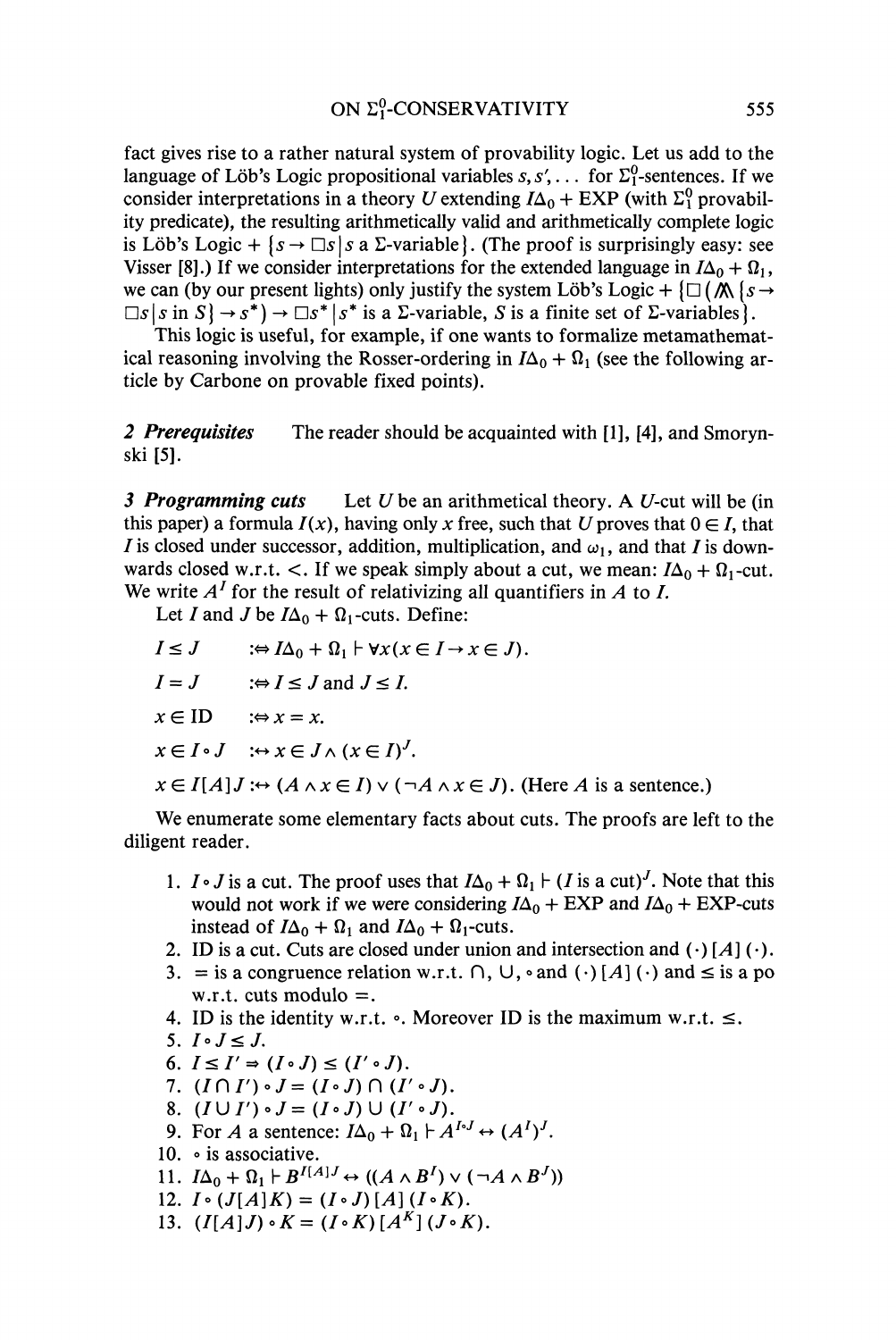fact gives rise to a rather natural system of provability logic. Let us add to the language of Löb's Logic propositional variables $s, s', \ldots$ for $\Sigma_1^0$-sentences. If we consider interpretations in a theory $U$ extending $I\Delta_0 + \mathrm{EXP}$ (with $\Sigma_1^0$ provability predicate), the resulting arithmetically valid and arithmetically complete logic is Löb's Logic + $\{s \to \Box s \mid s$ a $\Sigma$-variable$\}$. (The proof is surprisingly easy: see Visser [8].) If we consider interpretations for the extended language in $I\Delta_0 + \Omega_1$, we can (by our present lights) only justify the system Löb's Logic + $\{\Box(\bigwedge\{s \to \Box s \mid s \text{ in } S\} \to s^*) \to \Box s^* \mid s^*$ is a $\Sigma$-variable, $S$ is a finite set of $\Sigma$-variables$\}$.

This logic is useful, for example, if one wants to formalize metamathematical reasoning involving the Rosser-ordering in $I\Delta_0 + \Omega_1$ (see the following article by Carbone on provable fixed points).

**2 Prerequisites** The reader should be acquainted with [1], [4], and Smorynski [5].

**3 Programming cuts** Let $U$ be an arithmetical theory. A $U$-cut will be (in this paper) a formula $I(x)$, having only $x$ free, such that $U$ proves that $0 \in I$, that $I$ is closed under successor, addition, multiplication, and $\omega_1$, and that $I$ is downwards closed w.r.t. $<$. If we speak simply about a cut, we mean: $I\Delta_0 + \Omega_1$-cut. We write $A^I$ for the result of relativizing all quantifiers in $A$ to $I$.

Let $I$ and $J$ be $I\Delta_0 + \Omega_1$-cuts. Define:

$I \leq J \quad :\Leftrightarrow I\Delta_0 + \Omega_1 \vdash \forall x(x \in I \to x \in J)$.

$I = J \quad :\Leftrightarrow I \leq J$ and $J \leq I$.

$x \in \mathrm{ID} \quad :\Leftrightarrow x = x$.

$x \in I \circ J \quad :\leftrightarrow x \in J \wedge (x \in I)^J$.

$x \in I[A]J :\leftrightarrow (A \wedge x \in I) \vee (\neg A \wedge x \in J)$. (Here $A$ is a sentence.)

We enumerate some elementary facts about cuts. The proofs are left to the diligent reader.

1. $I \circ J$ is a cut. The proof uses that $I\Delta_0 + \Omega_1 \vdash (I \text{ is a cut})^J$. Note that this would not work if we were considering $I\Delta_0 + \mathrm{EXP}$ and $I\Delta_0 + \mathrm{EXP}$-cuts instead of $I\Delta_0 + \Omega_1$ and $I\Delta_0 + \Omega_1$-cuts.
2. ID is a cut. Cuts are closed under union and intersection and $(\cdot)[A](\cdot)$.
3. $=$ is a congruence relation w.r.t. $\cap$, $\cup$, $\circ$ and $(\cdot)[A](\cdot)$ and $\leq$ is a po w.r.t. cuts modulo $=$.
4. ID is the identity w.r.t. $\circ$. Moreover ID is the maximum w.r.t. $\leq$.
5. $I \circ J \leq J$.
6. $I \leq I' \Rightarrow (I \circ J) \leq (I' \circ J)$.
7. $(I \cap I') \circ J = (I \circ J) \cap (I' \circ J)$.
8. $(I \cup I') \circ J = (I \circ J) \cup (I' \circ J)$.
9. For $A$ a sentence: $I\Delta_0 + \Omega_1 \vdash A^{I \circ J} \leftrightarrow (A^I)^J$.
10. $\circ$ is associative.
11. $I\Delta_0 + \Omega_1 \vdash B^{I[A]J} \leftrightarrow ((A \wedge B^I) \vee (\neg A \wedge B^J))$
12. $I \circ (J[A]K) = (I \circ J)[A](I \circ K)$.
13. $(I[A]J) \circ K = (I \circ K)[A^K](J \circ K)$.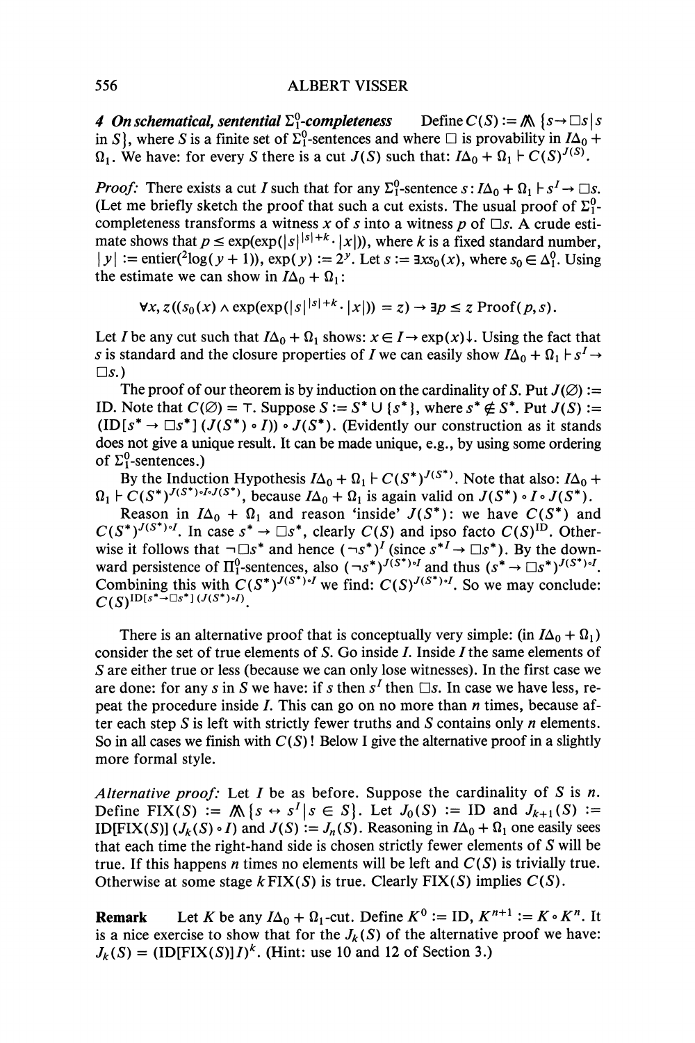**4 On schematical, sentential $\Sigma_1^0$-completeness** Define $C(S) := \bigwedge \{s \to \Box s \mid s$ in $S\}$, where $S$ is a finite set of $\Sigma_1^0$-sentences and where $\Box$ is provability in $I\Delta_0 + \Omega_1$. We have: for every $S$ there is a cut $J(S)$ such that: $I\Delta_0 + \Omega_1 \vdash C(S)^{J(S)}$.

*Proof:* There exists a cut $I$ such that for any $\Sigma_1^0$-sentence $s$: $I\Delta_0 + \Omega_1 \vdash s^I \to \Box s$. (Let me briefly sketch the proof that such a cut exists. The usual proof of $\Sigma_1^0$-completeness transforms a witness $x$ of $s$ into a witness $p$ of $\Box s$. A crude estimate shows that $p \le \exp(\exp(|s|^{|s|+k} \cdot |x|))$, where $k$ is a fixed standard number, $|y| := \text{entier}({}^2\log(y+1))$, $\exp(y) := 2^y$. Let $s := \exists x s_0(x)$, where $s_0 \in \Delta_1^0$. Using the estimate we can show in $I\Delta_0 + \Omega_1$:

$$\forall x, z((s_0(x) \wedge \exp(\exp(|s|^{|s|+k} \cdot |x|)) = z) \to \exists p \le z \,\text{Proof}(p, s).$$

Let $I$ be any cut such that $I\Delta_0 + \Omega_1$ shows: $x \in I \to \exp(x)\downarrow$. Using the fact that $s$ is standard and the closure properties of $I$ we can easily show $I\Delta_0 + \Omega_1 \vdash s^I \to \Box s$.)

The proof of our theorem is by induction on the cardinality of $S$. Put $J(\varnothing) :=$ ID. Note that $C(\varnothing) = \top$. Suppose $S := S^* \cup \{s^*\}$, where $s^* \notin S^*$. Put $J(S) := (\text{ID}[s^* \to \Box s^*]\,(J(S^*) \circ I)) \circ J(S^*)$. (Evidently our construction as it stands does not give a unique result. It can be made unique, e.g., by using some ordering of $\Sigma_1^0$-sentences.)

By the Induction Hypothesis $I\Delta_0 + \Omega_1 \vdash C(S^*)^{J(S^*)}$. Note that also: $I\Delta_0 + \Omega_1 \vdash C(S^*)^{J(S^*) \circ I \circ J(S^*)}$, because $I\Delta_0 + \Omega_1$ is again valid on $J(S^*) \circ I \circ J(S^*)$.

Reason in $I\Delta_0 + \Omega_1$ and reason 'inside' $J(S^*)$: we have $C(S^*)$ and $C(S^*)^{J(S^*) \circ I}$. In case $s^* \to \Box s^*$, clearly $C(S)$ and ipso facto $C(S)^{\text{ID}}$. Otherwise it follows that $\neg\Box s^*$ and hence $(\neg s^*)^I$ (since $s^{*I} \to \Box s^*$). By the downward persistence of $\Pi_1^0$-sentences, also $(\neg s^*)^{J(S^*) \circ I}$ and thus $(s^* \to \Box s^*)^{J(S^*) \circ I}$. Combining this with $C(S^*)^{J(S^*) \circ I}$ we find: $C(S)^{J(S^*) \circ I}$. So we may conclude: $C(S)^{\text{ID}[s^* \to \Box s^*]\,(J(S^*) \circ I)}$.

There is an alternative proof that is conceptually very simple: (in $I\Delta_0 + \Omega_1$) consider the set of true elements of $S$. Go inside $I$. Inside $I$ the same elements of $S$ are either true or less (because we can only lose witnesses). In the first case we are done: for any $s$ in $S$ we have: if $s$ then $s^I$ then $\Box s$. In case we have less, repeat the procedure inside $I$. This can go on no more than $n$ times, because after each step $S$ is left with strictly fewer truths and $S$ contains only $n$ elements. So in all cases we finish with $C(S)$! Below I give the alternative proof in a slightly more formal style.

*Alternative proof:* Let $I$ be as before. Suppose the cardinality of $S$ is $n$. Define $\text{FIX}(S) := \bigwedge \{s \leftrightarrow s^I \mid s \in S\}$. Let $J_0(S) :=$ ID and $J_{k+1}(S) := \text{ID}[\text{FIX}(S)]\,(J_k(S) \circ I)$ and $J(S) := J_n(S)$. Reasoning in $I\Delta_0 + \Omega_1$ one easily sees that each time the right-hand side is chosen strictly fewer elements of $S$ will be true. If this happens $n$ times no elements will be left and $C(S)$ is trivially true. Otherwise at some stage $k$ $\text{FIX}(S)$ is true. Clearly $\text{FIX}(S)$ implies $C(S)$.

**Remark** Let $K$ be any $I\Delta_0 + \Omega_1$-cut. Define $K^0 :=$ ID, $K^{n+1} := K \circ K^n$. It is a nice exercise to show that for the $J_k(S)$ of the alternative proof we have: $J_k(S) = (\text{ID}[\text{FIX}(S)]I)^k$. (Hint: use 10 and 12 of Section 3.)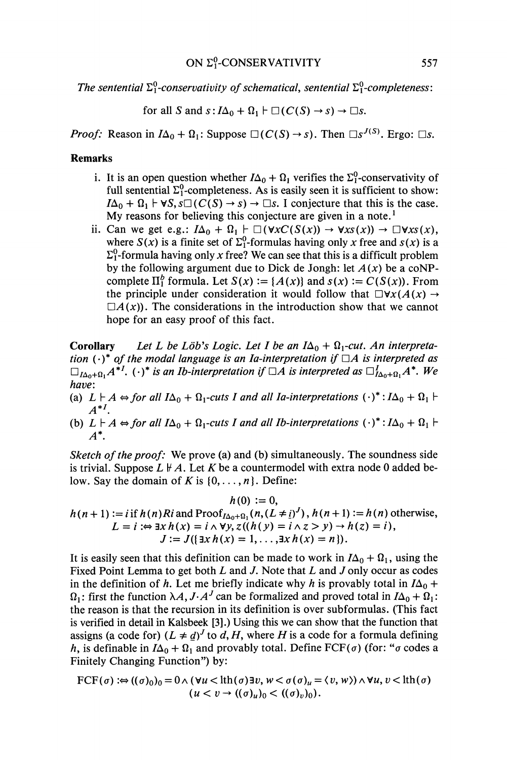*The sentential $\Sigma^0_1$-conservativity of schematical, sentential $\Sigma^0_1$-completeness*:

$$\text{for all } S \text{ and } s: I\Delta_0 + \Omega_1 \vdash \Box(C(S) \to s) \to \Box s.$$

*Proof:* Reason in $I\Delta_0 + \Omega_1$: Suppose $\Box(C(S) \to s)$. Then $\Box s^{J(S)}$. Ergo: $\Box s$.

**Remarks**

i. It is an open question whether $I\Delta_0 + \Omega_1$ verifies the $\Sigma^0_1$-conservativity of full sentential $\Sigma^0_1$-completeness. As is easily seen it is sufficient to show: $I\Delta_0 + \Omega_1 \vdash \forall S, s \Box(C(S) \to s) \to \Box s$. I conjecture that this is the case. My reasons for believing this conjecture are given in a note.[1]

ii. Can we get e.g.: $I\Delta_0 + \Omega_1 \vdash \Box(\forall x C(S(x)) \to \forall x s(x)) \to \Box \forall x s(x)$, where $S(x)$ is a finite set of $\Sigma^0_1$-formulas having only $x$ free and $s(x)$ is a $\Sigma^0_1$-formula having only $x$ free? We can see that this is a difficult problem by the following argument due to Dick de Jongh: let $A(x)$ be a coNP-complete $\Pi^b_1$ formula. Let $S(x) := \{A(x)\}$ and $s(x) := C(S(x))$. From the principle under consideration it would follow that $\Box \forall x (A(x) \to \Box A(x))$. The considerations in the introduction show that we cannot hope for an easy proof of this fact.

**Corollary** *Let $L$ be Löb's Logic. Let $I$ be an $I\Delta_0 + \Omega_1$-cut. An interpretation $(\cdot)^*$ of the modal language is an Ia-interpretation if $\Box A$ is interpreted as $\Box_{I\Delta_0+\Omega_1} A^{*I}$. $(\cdot)^*$ is an Ib-interpretation if $\Box A$ is interpreted as $\Box^I_{I\Delta_0+\Omega_1} A^*$. We have:*

(a) *$L \vdash A \Leftrightarrow$ for all $I\Delta_0 + \Omega_1$-cuts $I$ and all Ia-interpretations $(\cdot)^* : I\Delta_0 + \Omega_1 \vdash A^{*I}$.*

(b) *$L \vdash A \Leftrightarrow$ for all $I\Delta_0 + \Omega_1$-cuts $I$ and all Ib-interpretations $(\cdot)^* : I\Delta_0 + \Omega_1 \vdash A^*$.*

*Sketch of the proof:* We prove (a) and (b) simultaneously. The soundness side is trivial. Suppose $L \nvdash A$. Let $K$ be a countermodel with extra node 0 added below. Say the domain of $K$ is $\{0, \ldots, n\}$. Define:

$$h(0) := 0,$$

$$h(n+1) := i \text{ if } h(n) R i \text{ and } \mathrm{Proof}_{I\Delta_0+\Omega_1}(n, (L \neq \underline{i})^J),\ h(n+1) := h(n) \text{ otherwise},$$

$$L = i :\Leftrightarrow \exists x\, h(x) = i \wedge \forall y, z((h(y) = i \wedge z > y) \to h(z) = i),$$

$$J := J(\{\exists x\, h(x) = 1, \ldots, \exists x\, h(x) = n\}).$$

It is easily seen that this definition can be made to work in $I\Delta_0 + \Omega_1$, using the Fixed Point Lemma to get both $L$ and $J$. Note that $L$ and $J$ only occur as codes in the definition of $h$. Let me briefly indicate why $h$ is provably total in $I\Delta_0 + \Omega_1$: first the function $\lambda A, J \cdot A^J$ can be formalized and proved total in $I\Delta_0 + \Omega_1$: the reason is that the recursion in its definition is over subformulas. (This fact is verified in detail in Kalsbeek [3].) Using this we can show that the function that assigns (a code for) $(L \neq \underline{d})^J$ to $d, H$, where $H$ is a code for a formula defining $h$, is definable in $I\Delta_0 + \Omega_1$ and provably total. Define $\mathrm{FCF}(\sigma)$ (for: "$\sigma$ codes a Finitely Changing Function") by:

$$\mathrm{FCF}(\sigma) :\Leftrightarrow ((\sigma)_0)_0 = 0 \wedge (\forall u < \mathrm{lth}(\sigma) \exists v, w < \sigma\, (\sigma)_u = \langle v, w \rangle) \wedge \forall u, v < \mathrm{lth}(\sigma)$$
$$(u < v \to ((\sigma)_u)_0 < ((\sigma)_v)_0).$$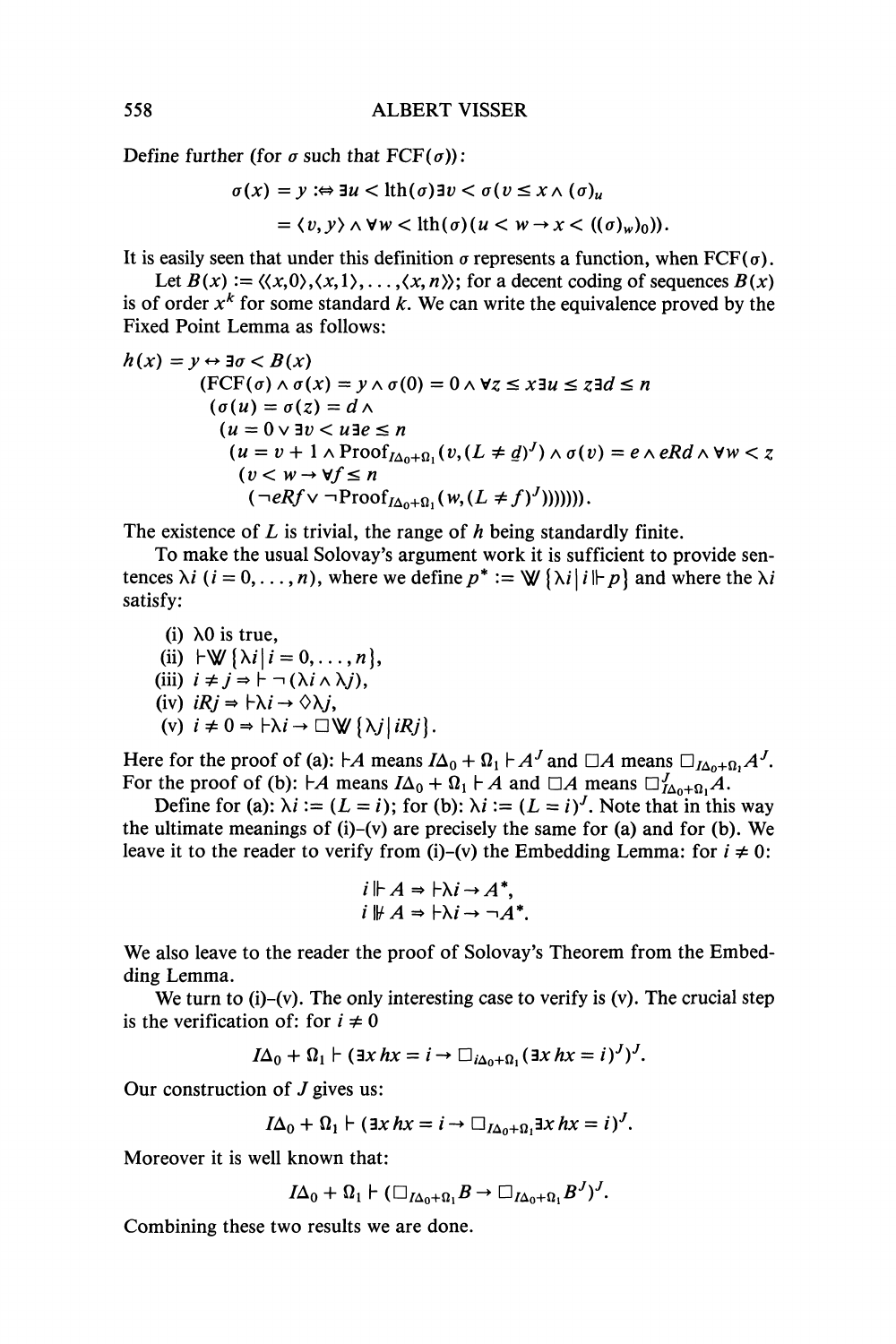Define further (for $\sigma$ such that $\mathrm{FCF}(\sigma)$):

$$\sigma(x) = y :\Leftrightarrow \exists u < \mathrm{lth}(\sigma) \exists v < \sigma (v \leq x \wedge (\sigma)_u$$
$$= \langle v, y \rangle \wedge \forall w < \mathrm{lth}(\sigma)(u < w \to x < ((\sigma)_w)_0)).$$

It is easily seen that under this definition $\sigma$ represents a function, when $\mathrm{FCF}(\sigma)$.

Let $B(x) := \langle\langle x,0\rangle, \langle x,1\rangle, \ldots, \langle x,n\rangle\rangle$; for a decent coding of sequences $B(x)$ is of order $x^k$ for some standard $k$. We can write the equivalence proved by the Fixed Point Lemma as follows:

$$
\begin{aligned}
h(x) = y \leftrightarrow \exists \sigma < B(x) \\
&(\mathrm{FCF}(\sigma) \wedge \sigma(x) = y \wedge \sigma(0) = 0 \wedge \forall z \leq x \exists u \leq z \exists d \leq n \\
&\quad (\sigma(u) = \sigma(z) = d \wedge \\
&\quad (u = 0 \vee \exists v < u \exists e \leq n \\
&\quad\quad (u = v + 1 \wedge \mathrm{Proof}_{I\Delta_0 + \Omega_1}(v, (L \neq \underline{d})^J) \wedge \sigma(v) = e \wedge eRd \wedge \forall w < z \\
&\quad\quad (v < w \to \forall f \leq n \\
&\quad\quad\quad (\neg eRf \vee \neg \mathrm{Proof}_{I\Delta_0 + \Omega_1}(w, (L \neq f)^J))))))).
\end{aligned}
$$

The existence of $L$ is trivial, the range of $h$ being standardly finite.

To make the usual Solovay's argument work it is sufficient to provide sentences $\lambda i$ $(i = 0, \ldots, n)$, where we define $p^* := \bigvee \{\lambda i \mid i \Vdash p\}$ and where the $\lambda i$ satisfy:

(i) $\lambda 0$ is true,
(ii) $\vdash \bigvee \{\lambda i \mid i = 0, \ldots, n\}$,
(iii) $i \neq j \Rightarrow \vdash \neg(\lambda i \wedge \lambda j)$,
(iv) $iRj \Rightarrow \vdash \lambda i \to \Diamond \lambda j$,
(v) $i \neq 0 \Rightarrow \vdash \lambda i \to \Box \bigvee \{\lambda j \mid iRj\}$.

Here for the proof of (a): $\vdash A$ means $I\Delta_0 + \Omega_1 \vdash A^J$ and $\Box A$ means $\Box_{I\Delta_0+\Omega_1} A^J$. For the proof of (b): $\vdash A$ means $I\Delta_0 + \Omega_1 \vdash A$ and $\Box A$ means $\Box^J_{I\Delta_0+\Omega_1} A$.

Define for (a): $\lambda i := (L = i)$; for (b): $\lambda i := (L = i)^J$. Note that in this way the ultimate meanings of (i)–(v) are precisely the same for (a) and for (b). We leave it to the reader to verify from (i)–(v) the Embedding Lemma: for $i \neq 0$:

$$i \Vdash A \Rightarrow \vdash \lambda i \to A^*,$$
$$i \nVdash A \Rightarrow \vdash \lambda i \to \neg A^*.$$

We also leave to the reader the proof of Solovay's Theorem from the Embedding Lemma.

We turn to (i)–(v). The only interesting case to verify is (v). The crucial step is the verification of: for $i \neq 0$

$$I\Delta_0 + \Omega_1 \vdash (\exists x\, hx = i \to \Box_{I\Delta_0+\Omega_1} (\exists x\, hx = i)^J)^J.$$

Our construction of $J$ gives us:

$$I\Delta_0 + \Omega_1 \vdash (\exists x\, hx = i \to \Box_{I\Delta_0+\Omega_1} \exists x\, hx = i)^J.$$

Moreover it is well known that:

$$I\Delta_0 + \Omega_1 \vdash (\Box_{I\Delta_0+\Omega_1} B \to \Box_{I\Delta_0+\Omega_1} B^J)^J.$$

Combining these two results we are done.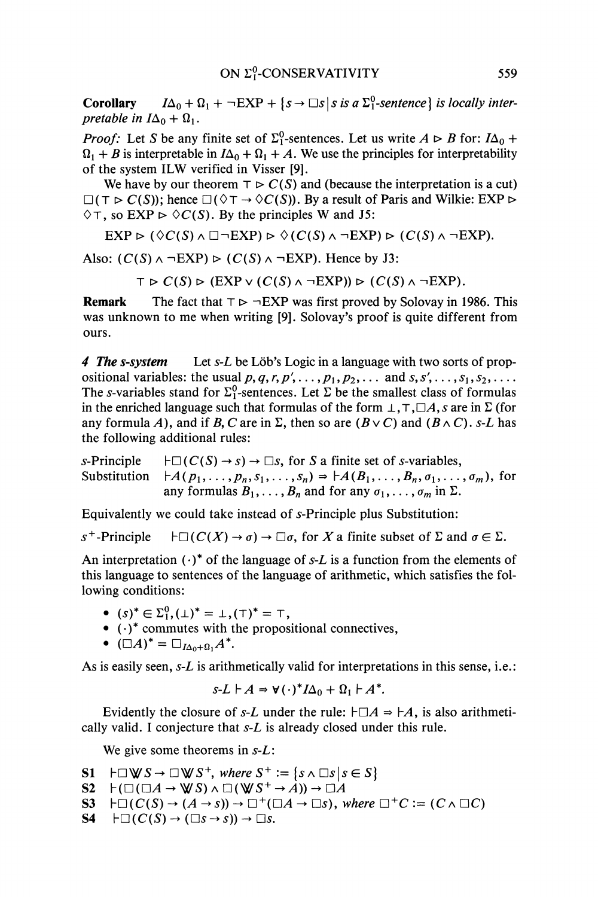**Corollary** $I\Delta_0 + \Omega_1 + \neg\text{EXP} + \{s \to \Box s \mid s \text{ is a } \Sigma_1^0\text{-sentence}\}$ *is locally interpretable in* $I\Delta_0 + \Omega_1$.

*Proof:* Let $S$ be any finite set of $\Sigma_1^0$-sentences. Let us write $A \rhd B$ for: $I\Delta_0 + \Omega_1 + B$ is interpretable in $I\Delta_0 + \Omega_1 + A$. We use the principles for interpretability of the system ILW verified in Visser [9].

We have by our theorem $\top \rhd C(S)$ and (because the interpretation is a cut) $\Box(\top \rhd C(S))$; hence $\Box(\Diamond\top \to \Diamond C(S))$. By a result of Paris and Wilkie: $\text{EXP} \rhd \Diamond\top$, so $\text{EXP} \rhd \Diamond C(S)$. By the principles W and J5:

$$\text{EXP} \rhd (\Diamond C(S) \wedge \Box\neg\text{EXP}) \rhd \Diamond(C(S) \wedge \neg\text{EXP}) \rhd (C(S) \wedge \neg\text{EXP}).$$

Also: $(C(S) \wedge \neg\text{EXP}) \rhd (C(S) \wedge \neg\text{EXP})$. Hence by J3:

$$\top \rhd C(S) \rhd (\text{EXP} \vee (C(S) \wedge \neg\text{EXP})) \rhd (C(S) \wedge \neg\text{EXP}).$$

**Remark** The fact that $\top \rhd \neg\text{EXP}$ was first proved by Solovay in 1986. This was unknown to me when writing [9]. Solovay's proof is quite different from ours.

## 4 The s-system

Let $s$-$L$ be Löb's Logic in a language with two sorts of propositional variables: the usual $p, q, r, p', \ldots, p_1, p_2, \ldots$ and $s, s', \ldots, s_1, s_2, \ldots$. The $s$-variables stand for $\Sigma_1^0$-sentences. Let $\Sigma$ be the smallest class of formulas in the enriched language such that formulas of the form $\bot, \top, \Box A, s$ are in $\Sigma$ (for any formula $A$), and if $B, C$ are in $\Sigma$, then so are $(B \vee C)$ and $(B \wedge C)$. $s$-$L$ has the following additional rules:

$s$-Principle $\quad \vdash \Box(C(S) \to s) \to \Box s$, for $S$ a finite set of $s$-variables,
Substitution $\quad \vdash A(p_1, \ldots, p_n, s_1, \ldots, s_n) \Rightarrow \vdash A(B_1, \ldots, B_n, \sigma_1, \ldots, \sigma_m)$, for any formulas $B_1, \ldots, B_n$ and for any $\sigma_1, \ldots, \sigma_m$ in $\Sigma$.

Equivalently we could take instead of $s$-Principle plus Substitution:

$s^+$-Principle $\quad \vdash \Box(C(X) \to \sigma) \to \Box\sigma$, for $X$ a finite subset of $\Sigma$ and $\sigma \in \Sigma$.

An interpretation $(\cdot)^*$ of the language of $s$-$L$ is a function from the elements of this language to sentences of the language of arithmetic, which satisfies the following conditions:

- $(s)^* \in \Sigma_1^0, (\bot)^* = \bot, (\top)^* = \top$,
- $(\cdot)^*$ commutes with the propositional connectives,
- $(\Box A)^* = \Box_{I\Delta_0 + \Omega_1} A^*$.

As is easily seen, $s$-$L$ is arithmetically valid for interpretations in this sense, i.e.:

$$s\text{-}L \vdash A \Rightarrow \forall(\cdot)^* I\Delta_0 + \Omega_1 \vdash A^*.$$

Evidently the closure of $s$-$L$ under the rule: $\vdash \Box A \Rightarrow \vdash A$, is also arithmetically valid. I conjecture that $s$-$L$ is already closed under this rule.

We give some theorems in $s$-$L$:

**S1** $\vdash \Box \bigvee S \to \Box \bigvee S^+$, *where* $S^+ := \{s \wedge \Box s \mid s \in S\}$
**S2** $\vdash (\Box(\Box A \to \bigvee S) \wedge \Box(\bigvee S^+ \to A)) \to \Box A$
**S3** $\vdash \Box(C(S) \to (A \to s)) \to \Box^+(\Box A \to \Box s)$, *where* $\Box^+ C := (C \wedge \Box C)$
**S4** $\vdash \Box(C(S) \to (\Box s \to s)) \to \Box s$.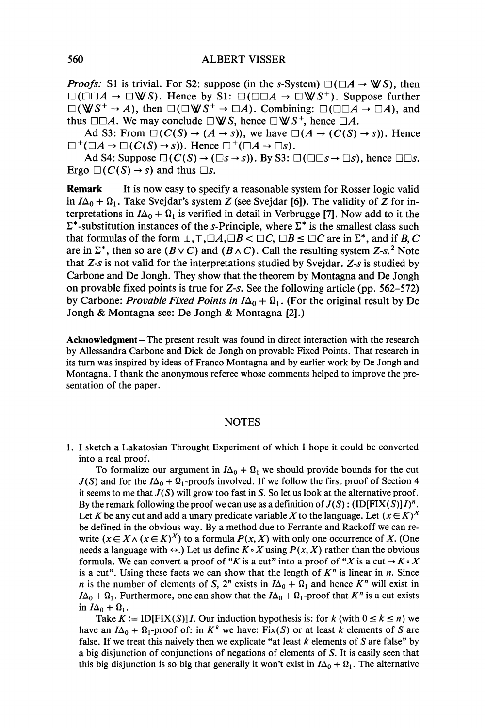*Proofs:* S1 is trivial. For S2: suppose (in the $s$-System) $\Box(\Box A \to \mathbb{W}S)$, then $\Box(\Box\Box A \to \Box\mathbb{W}S)$. Hence by S1: $\Box(\Box\Box A \to \Box\mathbb{W}S^+)$. Suppose further $\Box(\mathbb{W}S^+ \to A)$, then $\Box(\Box\mathbb{W}S^+ \to \Box A)$. Combining: $\Box(\Box\Box A \to \Box A)$, and thus $\Box\Box A$. We may conclude $\Box\mathbb{W}S$, hence $\Box\mathbb{W}S^+$, hence $\Box A$.

Ad S3: From $\Box(C(S) \to (A \to s))$, we have $\Box(A \to (C(S) \to s))$. Hence $\Box^+(\Box A \to \Box(C(S) \to s))$. Hence $\Box^+(\Box A \to \Box s)$.

Ad S4: Suppose $\Box(C(S) \to (\Box s \to s))$. By S3: $\Box(\Box\Box s \to \Box s)$, hence $\Box\Box s$. Ergo $\Box(C(S) \to s)$ and thus $\Box s$.

**Remark** It is now easy to specify a reasonable system for Rosser logic valid in $I\Delta_0 + \Omega_1$. Take Svejdar's system $Z$ (see Svejdar [6]). The validity of $Z$ for interpretations in $I\Delta_0 + \Omega_1$ is verified in detail in Verbrugge [7]. Now add to it the $\Sigma^*$-substitution instances of the $s$-Principle, where $\Sigma^*$ is the smallest class such that formulas of the form $\bot, \top, \Box A, \Box B < \Box C$, $\Box B \leq \Box C$ are in $\Sigma^*$, and if $B, C$ are in $\Sigma^*$, then so are $(B \vee C)$ and $(B \wedge C)$. Call the resulting system $Z$-$s$.[2] Note that $Z$-$s$ is not valid for the interpretations studied by Svejdar. $Z$-$s$ is studied by Carbone and De Jongh. They show that the theorem by Montagna and De Jongh on provable fixed points is true for $Z$-$s$. See the following article (pp. 562–572) by Carbone: *Provable Fixed Points in* $I\Delta_0 + \Omega_1$. (For the original result by De Jongh & Montagna see: De Jongh & Montagna [2].)

**Acknowledgment** — The present result was found in direct interaction with the research by Allessandra Carbone and Dick de Jongh on provable Fixed Points. That research in its turn was inspired by ideas of Franco Montagna and by earlier work by De Jongh and Montagna. I thank the anonymous referee whose comments helped to improve the presentation of the paper.

## NOTES

1. I sketch a Lakatosian Throught Experiment of which I hope it could be converted into a real proof.

   To formalize our argument in $I\Delta_0 + \Omega_1$ we should provide bounds for the cut $J(S)$ and for the $I\Delta_0 + \Omega_1$-proofs involved. If we follow the first proof of Section 4 it seems to me that $J(S)$ will grow too fast in $S$. So let us look at the alternative proof. By the remark following the proof we can use as a definition of $J(S)$ : $(\text{ID}[\text{FIX}(S)]I)^n$. Let $K$ be any cut and add a unary predicate variable $X$ to the language. Let $(x \in K)^X$ be defined in the obvious way. By a method due to Ferrante and Rackoff we can rewrite $(x \in X \wedge (x \in K)^X)$ to a formula $P(x, X)$ with only one occurrence of $X$. (One needs a language with $\leftrightarrow$.) Let us define $K \circ X$ using $P(x, X)$ rather than the obvious formula. We can convert a proof of "$K$ is a cut" into a proof of "$X$ is a cut $\to K \circ X$ is a cut". Using these facts we can show that the length of $K^n$ is linear in $n$. Since $n$ is the number of elements of $S$, $2^n$ exists in $I\Delta_0 + \Omega_1$ and hence $K^n$ will exist in $I\Delta_0 + \Omega_1$. Furthermore, one can show that the $I\Delta_0 + \Omega_1$-proof that $K^n$ is a cut exists in $I\Delta_0 + \Omega_1$.

   Take $K := \text{ID}[\text{FIX}(S)]I$. Our induction hypothesis is: for $k$ (with $0 \leq k \leq n$) we have an $I\Delta_0 + \Omega_1$-proof of: in $K^k$ we have: Fix($S$) or at least $k$ elements of $S$ are false. If we treat this naively then we explicate "at least $k$ elements of $S$ are false" by a big disjunction of conjunctions of negations of elements of $S$. It is easily seen that this big disjunction is so big that generally it won't exist in $I\Delta_0 + \Omega_1$. The alternative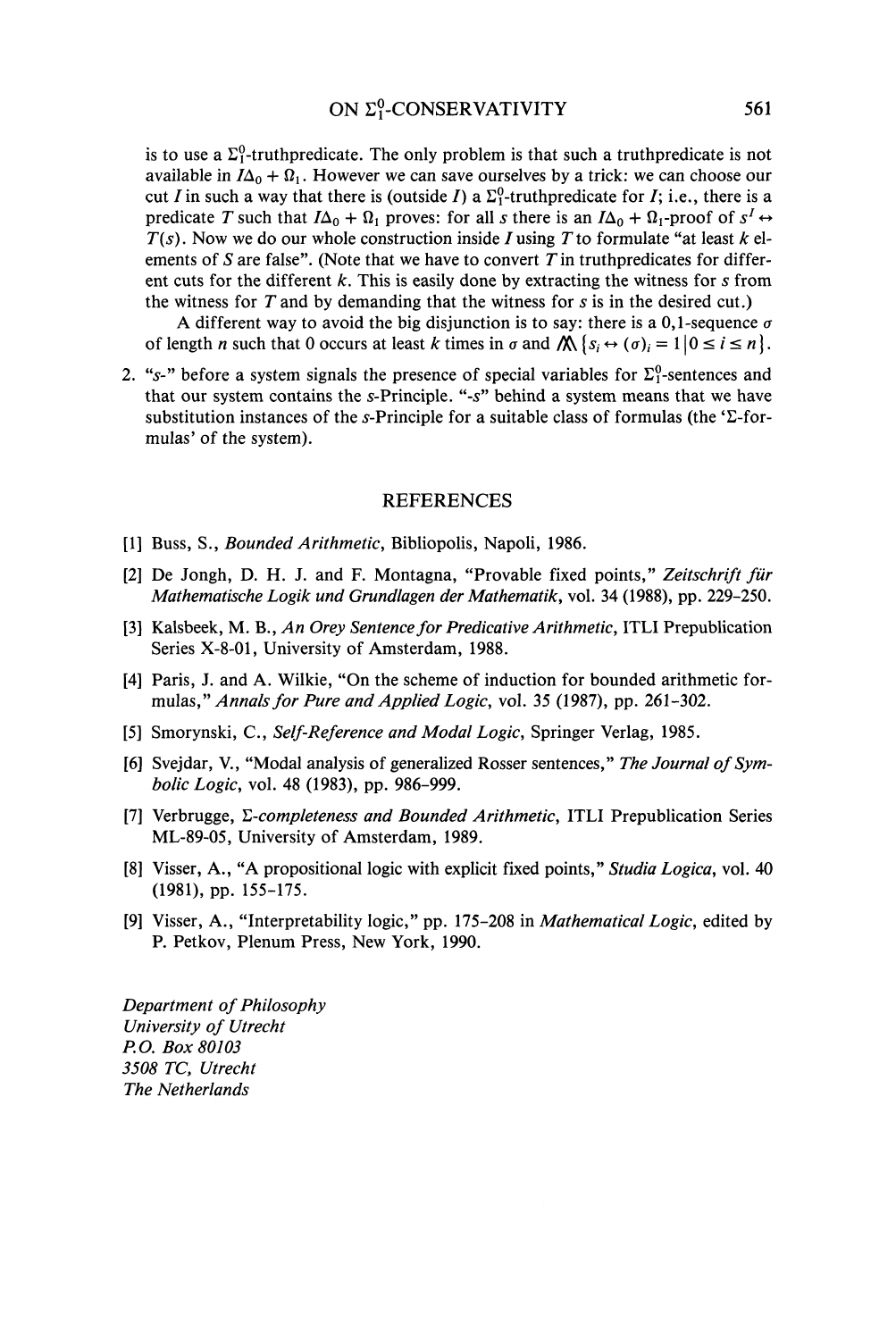is to use a $\Sigma_1^0$-truthpredicate. The only problem is that such a truthpredicate is not available in $I\Delta_0 + \Omega_1$. However we can save ourselves by a trick: we can choose our cut $I$ in such a way that there is (outside $I$) a $\Sigma_1^0$-truthpredicate for $I$; i.e., there is a predicate $T$ such that $I\Delta_0 + \Omega_1$ proves: for all $s$ there is an $I\Delta_0 + \Omega_1$-proof of $s^I \leftrightarrow T(s)$. Now we do our whole construction inside $I$ using $T$ to formulate "at least $k$ elements of $S$ are false". (Note that we have to convert $T$ in truthpredicates for different cuts for the different $k$. This is easily done by extracting the witness for $s$ from the witness for $T$ and by demanding that the witness for $s$ is in the desired cut.)

A different way to avoid the big disjunction is to say: there is a 0,1-sequence $\sigma$ of length $n$ such that 0 occurs at least $k$ times in $\sigma$ and $\bigwedge\!\!\!\bigwedge \{s_i \leftrightarrow (\sigma)_i = 1 \mid 0 \leq i \leq n\}$.

2. "$s$-" before a system signals the presence of special variables for $\Sigma_1^0$-sentences and that our system contains the $s$-Principle. "-$s$" behind a system means that we have substitution instances of the $s$-Principle for a suitable class of formulas (the '$\Sigma$-formulas' of the system).

## REFERENCES

[1] Buss, S., *Bounded Arithmetic*, Bibliopolis, Napoli, 1986.

[2] De Jongh, D. H. J. and F. Montagna, "Provable fixed points," *Zeitschrift für Mathematische Logik und Grundlagen der Mathematik*, vol. 34 (1988), pp. 229–250.

[3] Kalsbeek, M. B., *An Orey Sentence for Predicative Arithmetic*, ITLI Prepublication Series X-8-01, University of Amsterdam, 1988.

[4] Paris, J. and A. Wilkie, "On the scheme of induction for bounded arithmetic formulas," *Annals for Pure and Applied Logic*, vol. 35 (1987), pp. 261–302.

[5] Smorynski, C., *Self-Reference and Modal Logic*, Springer Verlag, 1985.

[6] Svejdar, V., "Modal analysis of generalized Rosser sentences," *The Journal of Symbolic Logic*, vol. 48 (1983), pp. 986–999.

[7] Verbrugge, *$\Sigma$-completeness and Bounded Arithmetic*, ITLI Prepublication Series ML-89-05, University of Amsterdam, 1989.

[8] Visser, A., "A propositional logic with explicit fixed points," *Studia Logica*, vol. 40 (1981), pp. 155–175.

[9] Visser, A., "Interpretability logic," pp. 175–208 in *Mathematical Logic*, edited by P. Petkov, Plenum Press, New York, 1990.

*Department of Philosophy*
*University of Utrecht*
*P.O. Box 80103*
*3508 TC, Utrecht*
*The Netherlands*